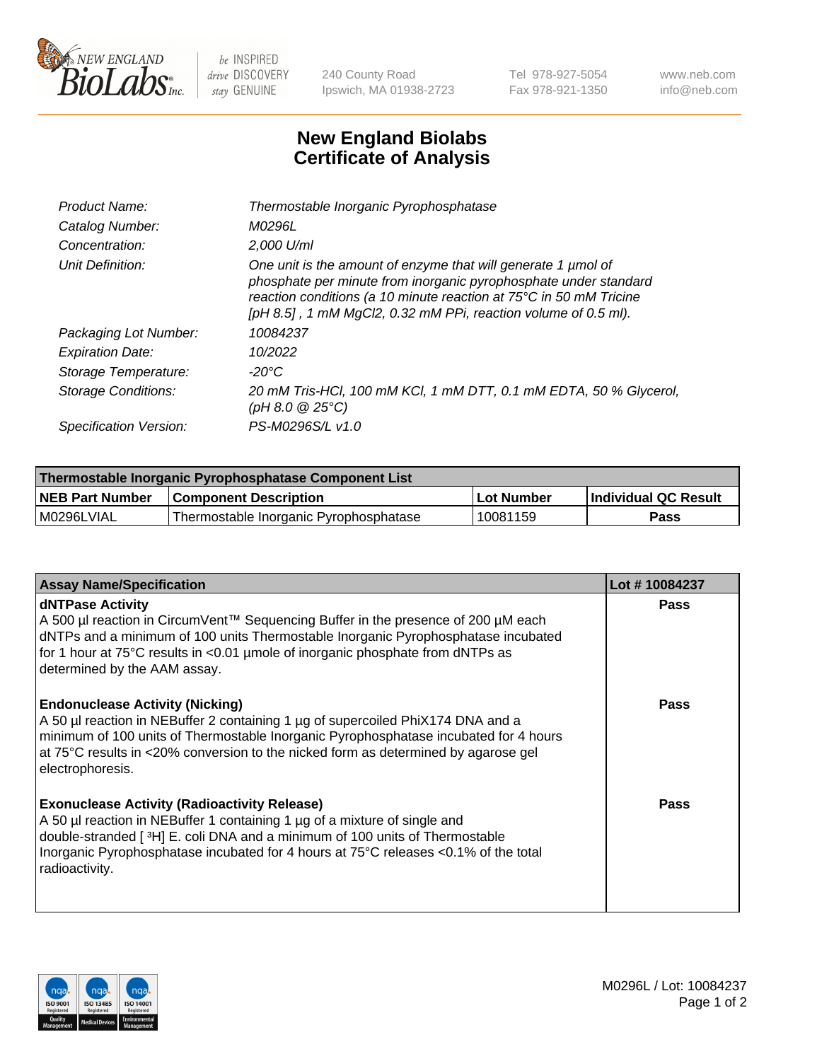# New England Biolabs Certificate of Analysis

| | |
|---|---|
| *Product Name:* | *Thermostable Inorganic Pyrophosphatase* |
| *Catalog Number:* | *M0296L* |
| *Concentration:* | *2,000 U/ml* |
| *Unit Definition:* | *One unit is the amount of enzyme that will generate 1 µmol of phosphate per minute from inorganic pyrophosphate under standard reaction conditions (a 10 minute reaction at 75°C in 50 mM Tricine [pH 8.5] , 1 mM $MgCl_2$, 0.32 mM PPi, reaction volume of 0.5 ml).* |
| *Packaging Lot Number:* | *10084237* |
| *Expiration Date:* | *10/2022* |
| *Storage Temperature:* | *-20°C* |
| *Storage Conditions:* | *20 mM Tris-HCl, 100 mM KCl, 1 mM DTT, 0.1 mM EDTA, 50 % Glycerol, (pH 8.0 @ 25°C)* |
| *Specification Version:* | *PS-M0296S/L v1.0* |

| Thermostable Inorganic Pyrophosphatase Component List | | | |
|---|---|---|---|
| **NEB Part Number** | **Component Description** | **Lot Number** | **Individual QC Result** |
| M0296LVIAL | Thermostable Inorganic Pyrophosphatase | 10081159 | **Pass** |

| Assay Name/Specification | Lot # 10084237 |
|---|---|
| **dNTPase Activity**<br>A 500 µl reaction in CircumVent™ Sequencing Buffer in the presence of 200 µM each dNTPs and a minimum of 100 units Thermostable Inorganic Pyrophosphatase incubated for 1 hour at 75°C results in <0.01 µmole of inorganic phosphate from dNTPs as determined by the AAM assay. | **Pass** |
| **Endonuclease Activity (Nicking)**<br>A 50 µl reaction in NEBuffer 2 containing 1 µg of supercoiled PhiX174 DNA and a minimum of 100 units of Thermostable Inorganic Pyrophosphatase incubated for 4 hours at 75°C results in <20% conversion to the nicked form as determined by agarose gel electrophoresis. | **Pass** |
| **Exonuclease Activity (Radioactivity Release)**<br>A 50 µl reaction in NEBuffer 1 containing 1 µg of a mixture of single and double-stranded [ $^3$H] E. coli DNA and a minimum of 100 units of Thermostable Inorganic Pyrophosphatase incubated for 4 hours at 75°C releases <0.1% of the total radioactivity. | **Pass** |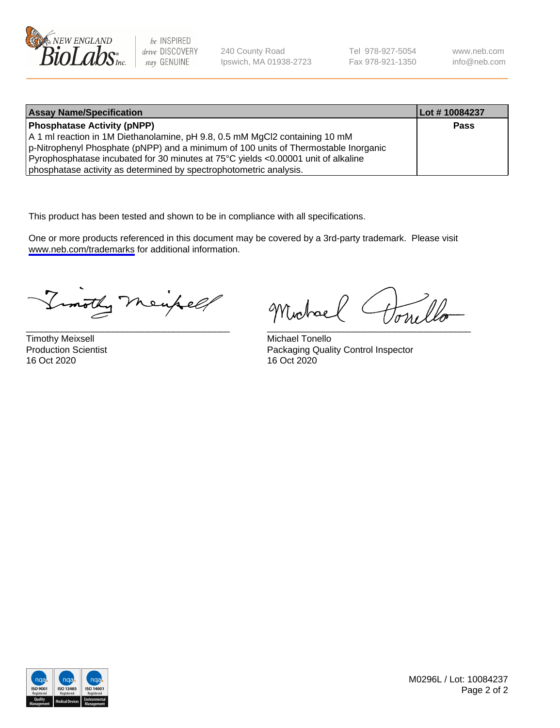| Assay Name/Specification | Lot # 10084237 |
| --- | --- |
| **Phosphatase Activity (pNPP)**<br>A 1 ml reaction in 1M Diethanolamine, pH 9.8, 0.5 mM $MgCl_2$ containing 10 mM p-Nitrophenyl Phosphate (pNPP) and a minimum of 100 units of Thermostable Inorganic Pyrophosphatase incubated for 30 minutes at 75°C yields <0.00001 unit of alkaline phosphatase activity as determined by spectrophotometric analysis. | **Pass** |

This product has been tested and shown to be in compliance with all specifications.

One or more products referenced in this document may be covered by a 3rd-party trademark. Please visit www.neb.com/trademarks for additional information.

Timothy Meixsell
Production Scientist
16 Oct 2020

Michael Tonello
Packaging Quality Control Inspector
16 Oct 2020

M0296L / Lot: 10084237